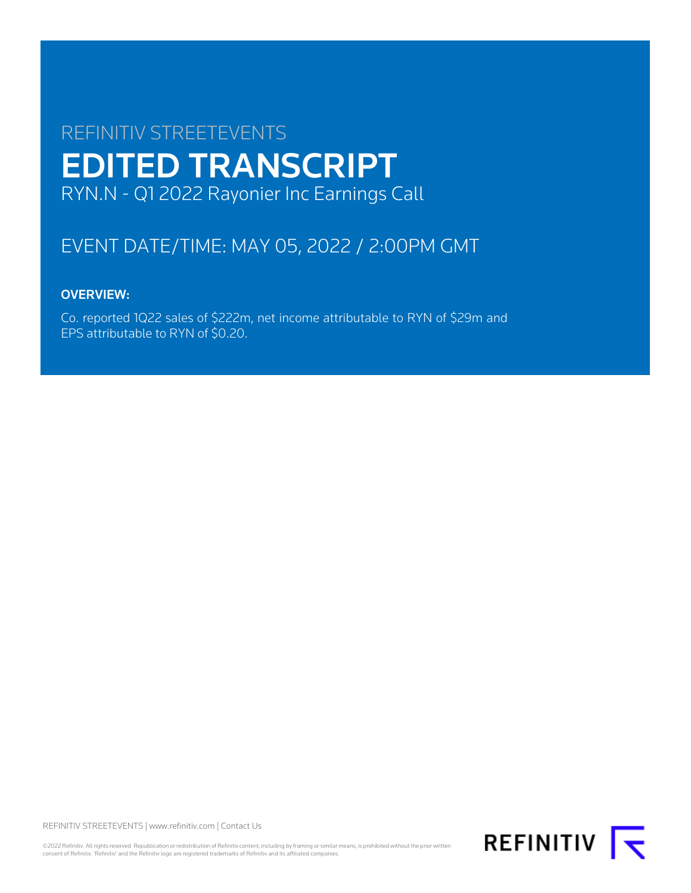REFINITIV STREETEVENTS

# EDITED TRANSCRIPT

RYN.N - Q1 2022 Rayonier Inc Earnings Call

EVENT DATE/TIME: MAY 05, 2022 / 2:00PM GMT

**OVERVIEW:**

Co. reported 1Q22 sales of $222m, net income attributable to RYN of $29m and EPS attributable to RYN of $0.20.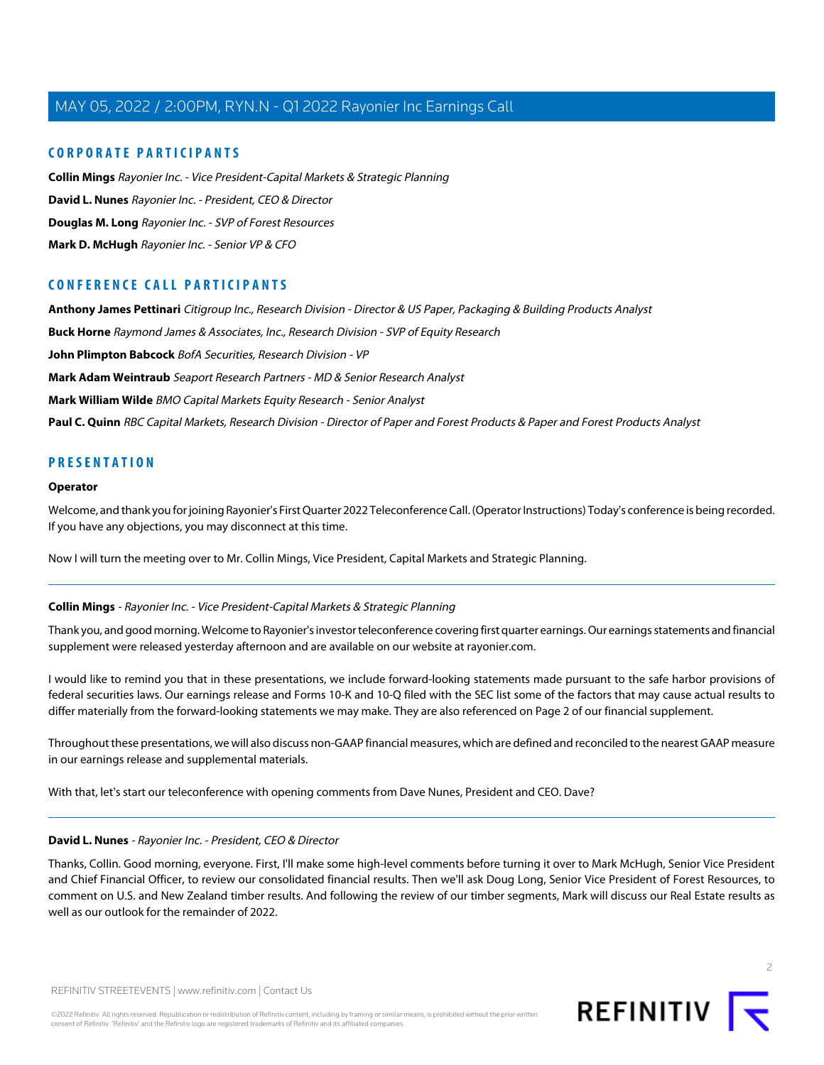## CORPORATE PARTICIPANTS

**Collin Mings** *Rayonier Inc. - Vice President-Capital Markets & Strategic Planning*

**David L. Nunes** *Rayonier Inc. - President, CEO & Director*

**Douglas M. Long** *Rayonier Inc. - SVP of Forest Resources*

**Mark D. McHugh** *Rayonier Inc. - Senior VP & CFO*

## CONFERENCE CALL PARTICIPANTS

**Anthony James Pettinari** *Citigroup Inc., Research Division - Director & US Paper, Packaging & Building Products Analyst*

**Buck Horne** *Raymond James & Associates, Inc., Research Division - SVP of Equity Research*

**John Plimpton Babcock** *BofA Securities, Research Division - VP*

**Mark Adam Weintraub** *Seaport Research Partners - MD & Senior Research Analyst*

**Mark William Wilde** *BMO Capital Markets Equity Research - Senior Analyst*

**Paul C. Quinn** *RBC Capital Markets, Research Division - Director of Paper and Forest Products & Paper and Forest Products Analyst*

## PRESENTATION

### Operator

Welcome, and thank you for joining Rayonier's First Quarter 2022 Teleconference Call. (Operator Instructions) Today's conference is being recorded. If you have any objections, you may disconnect at this time.

Now I will turn the meeting over to Mr. Collin Mings, Vice President, Capital Markets and Strategic Planning.

---

**Collin Mings** - *Rayonier Inc. - Vice President-Capital Markets & Strategic Planning*

Thank you, and good morning. Welcome to Rayonier's investor teleconference covering first quarter earnings. Our earnings statements and financial supplement were released yesterday afternoon and are available on our website at rayonier.com.

I would like to remind you that in these presentations, we include forward-looking statements made pursuant to the safe harbor provisions of federal securities laws. Our earnings release and Forms 10-K and 10-Q filed with the SEC list some of the factors that may cause actual results to differ materially from the forward-looking statements we may make. They are also referenced on Page 2 of our financial supplement.

Throughout these presentations, we will also discuss non-GAAP financial measures, which are defined and reconciled to the nearest GAAP measure in our earnings release and supplemental materials.

With that, let's start our teleconference with opening comments from Dave Nunes, President and CEO. Dave?

---

**David L. Nunes** - *Rayonier Inc. - President, CEO & Director*

Thanks, Collin. Good morning, everyone. First, I'll make some high-level comments before turning it over to Mark McHugh, Senior Vice President and Chief Financial Officer, to review our consolidated financial results. Then we'll ask Doug Long, Senior Vice President of Forest Resources, to comment on U.S. and New Zealand timber results. And following the review of our timber segments, Mark will discuss our Real Estate results as well as our outlook for the remainder of 2022.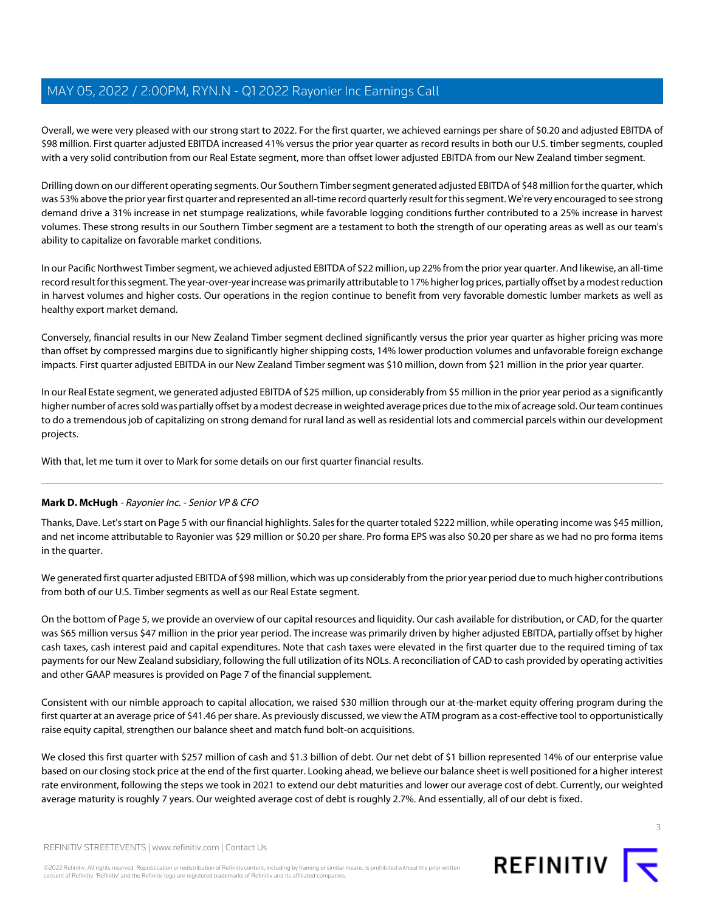Overall, we were very pleased with our strong start to 2022. For the first quarter, we achieved earnings per share of $0.20 and adjusted EBITDA of $98 million. First quarter adjusted EBITDA increased 41% versus the prior year quarter as record results in both our U.S. timber segments, coupled with a very solid contribution from our Real Estate segment, more than offset lower adjusted EBITDA from our New Zealand timber segment.

Drilling down on our different operating segments. Our Southern Timber segment generated adjusted EBITDA of $48 million for the quarter, which was 53% above the prior year first quarter and represented an all-time record quarterly result for this segment. We're very encouraged to see strong demand drive a 31% increase in net stumpage realizations, while favorable logging conditions further contributed to a 25% increase in harvest volumes. These strong results in our Southern Timber segment are a testament to both the strength of our operating areas as well as our team's ability to capitalize on favorable market conditions.

In our Pacific Northwest Timber segment, we achieved adjusted EBITDA of $22 million, up 22% from the prior year quarter. And likewise, an all-time record result for this segment. The year-over-year increase was primarily attributable to 17% higher log prices, partially offset by a modest reduction in harvest volumes and higher costs. Our operations in the region continue to benefit from very favorable domestic lumber markets as well as healthy export market demand.

Conversely, financial results in our New Zealand Timber segment declined significantly versus the prior year quarter as higher pricing was more than offset by compressed margins due to significantly higher shipping costs, 14% lower production volumes and unfavorable foreign exchange impacts. First quarter adjusted EBITDA in our New Zealand Timber segment was $10 million, down from $21 million in the prior year quarter.

In our Real Estate segment, we generated adjusted EBITDA of $25 million, up considerably from $5 million in the prior year period as a significantly higher number of acres sold was partially offset by a modest decrease in weighted average prices due to the mix of acreage sold. Our team continues to do a tremendous job of capitalizing on strong demand for rural land as well as residential lots and commercial parcels within our development projects.

With that, let me turn it over to Mark for some details on our first quarter financial results.

---

**Mark D. McHugh** - *Rayonier Inc. - Senior VP & CFO*

Thanks, Dave. Let's start on Page 5 with our financial highlights. Sales for the quarter totaled $222 million, while operating income was $45 million, and net income attributable to Rayonier was $29 million or $0.20 per share. Pro forma EPS was also $0.20 per share as we had no pro forma items in the quarter.

We generated first quarter adjusted EBITDA of $98 million, which was up considerably from the prior year period due to much higher contributions from both of our U.S. Timber segments as well as our Real Estate segment.

On the bottom of Page 5, we provide an overview of our capital resources and liquidity. Our cash available for distribution, or CAD, for the quarter was $65 million versus $47 million in the prior year period. The increase was primarily driven by higher adjusted EBITDA, partially offset by higher cash taxes, cash interest paid and capital expenditures. Note that cash taxes were elevated in the first quarter due to the required timing of tax payments for our New Zealand subsidiary, following the full utilization of its NOLs. A reconciliation of CAD to cash provided by operating activities and other GAAP measures is provided on Page 7 of the financial supplement.

Consistent with our nimble approach to capital allocation, we raised $30 million through our at-the-market equity offering program during the first quarter at an average price of $41.46 per share. As previously discussed, we view the ATM program as a cost-effective tool to opportunistically raise equity capital, strengthen our balance sheet and match fund bolt-on acquisitions.

We closed this first quarter with $257 million of cash and $1.3 billion of debt. Our net debt of $1 billion represented 14% of our enterprise value based on our closing stock price at the end of the first quarter. Looking ahead, we believe our balance sheet is well positioned for a higher interest rate environment, following the steps we took in 2021 to extend our debt maturities and lower our average cost of debt. Currently, our weighted average maturity is roughly 7 years. Our weighted average cost of debt is roughly 2.7%. And essentially, all of our debt is fixed.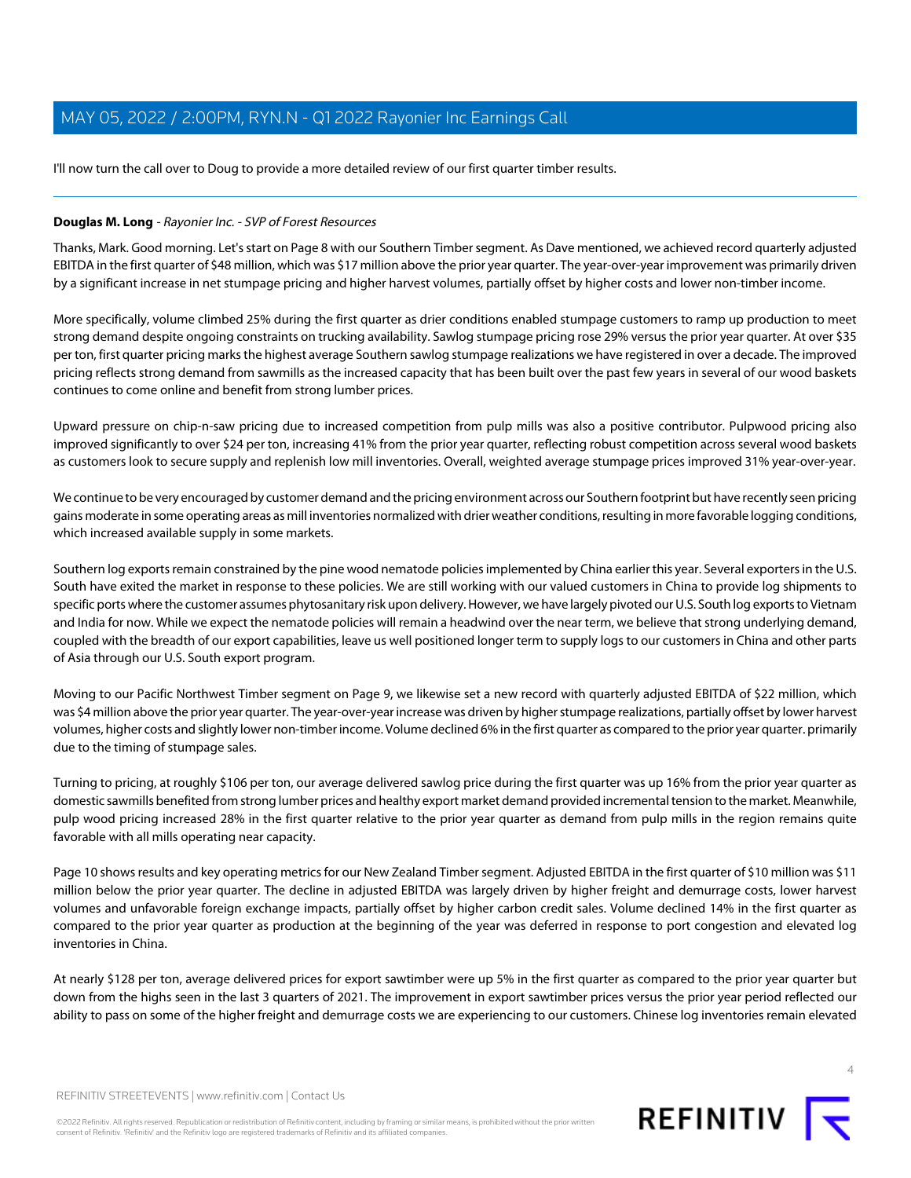I'll now turn the call over to Doug to provide a more detailed review of our first quarter timber results.

---

**Douglas M. Long** - *Rayonier Inc. - SVP of Forest Resources*

Thanks, Mark. Good morning. Let's start on Page 8 with our Southern Timber segment. As Dave mentioned, we achieved record quarterly adjusted EBITDA in the first quarter of $48 million, which was $17 million above the prior year quarter. The year-over-year improvement was primarily driven by a significant increase in net stumpage pricing and higher harvest volumes, partially offset by higher costs and lower non-timber income.

More specifically, volume climbed 25% during the first quarter as drier conditions enabled stumpage customers to ramp up production to meet strong demand despite ongoing constraints on trucking availability. Sawlog stumpage pricing rose 29% versus the prior year quarter. At over $35 per ton, first quarter pricing marks the highest average Southern sawlog stumpage realizations we have registered in over a decade. The improved pricing reflects strong demand from sawmills as the increased capacity that has been built over the past few years in several of our wood baskets continues to come online and benefit from strong lumber prices.

Upward pressure on chip-n-saw pricing due to increased competition from pulp mills was also a positive contributor. Pulpwood pricing also improved significantly to over $24 per ton, increasing 41% from the prior year quarter, reflecting robust competition across several wood baskets as customers look to secure supply and replenish low mill inventories. Overall, weighted average stumpage prices improved 31% year-over-year.

We continue to be very encouraged by customer demand and the pricing environment across our Southern footprint but have recently seen pricing gains moderate in some operating areas as mill inventories normalized with drier weather conditions, resulting in more favorable logging conditions, which increased available supply in some markets.

Southern log exports remain constrained by the pine wood nematode policies implemented by China earlier this year. Several exporters in the U.S. South have exited the market in response to these policies. We are still working with our valued customers in China to provide log shipments to specific ports where the customer assumes phytosanitary risk upon delivery. However, we have largely pivoted our U.S. South log exports to Vietnam and India for now. While we expect the nematode policies will remain a headwind over the near term, we believe that strong underlying demand, coupled with the breadth of our export capabilities, leave us well positioned longer term to supply logs to our customers in China and other parts of Asia through our U.S. South export program.

Moving to our Pacific Northwest Timber segment on Page 9, we likewise set a new record with quarterly adjusted EBITDA of $22 million, which was $4 million above the prior year quarter. The year-over-year increase was driven by higher stumpage realizations, partially offset by lower harvest volumes, higher costs and slightly lower non-timber income. Volume declined 6% in the first quarter as compared to the prior year quarter. primarily due to the timing of stumpage sales.

Turning to pricing, at roughly $106 per ton, our average delivered sawlog price during the first quarter was up 16% from the prior year quarter as domestic sawmills benefited from strong lumber prices and healthy export market demand provided incremental tension to the market. Meanwhile, pulp wood pricing increased 28% in the first quarter relative to the prior year quarter as demand from pulp mills in the region remains quite favorable with all mills operating near capacity.

Page 10 shows results and key operating metrics for our New Zealand Timber segment. Adjusted EBITDA in the first quarter of $10 million was $11 million below the prior year quarter. The decline in adjusted EBITDA was largely driven by higher freight and demurrage costs, lower harvest volumes and unfavorable foreign exchange impacts, partially offset by higher carbon credit sales. Volume declined 14% in the first quarter as compared to the prior year quarter as production at the beginning of the year was deferred in response to port congestion and elevated log inventories in China.

At nearly $128 per ton, average delivered prices for export sawtimber were up 5% in the first quarter as compared to the prior year quarter but down from the highs seen in the last 3 quarters of 2021. The improvement in export sawtimber prices versus the prior year period reflected our ability to pass on some of the higher freight and demurrage costs we are experiencing to our customers. Chinese log inventories remain elevated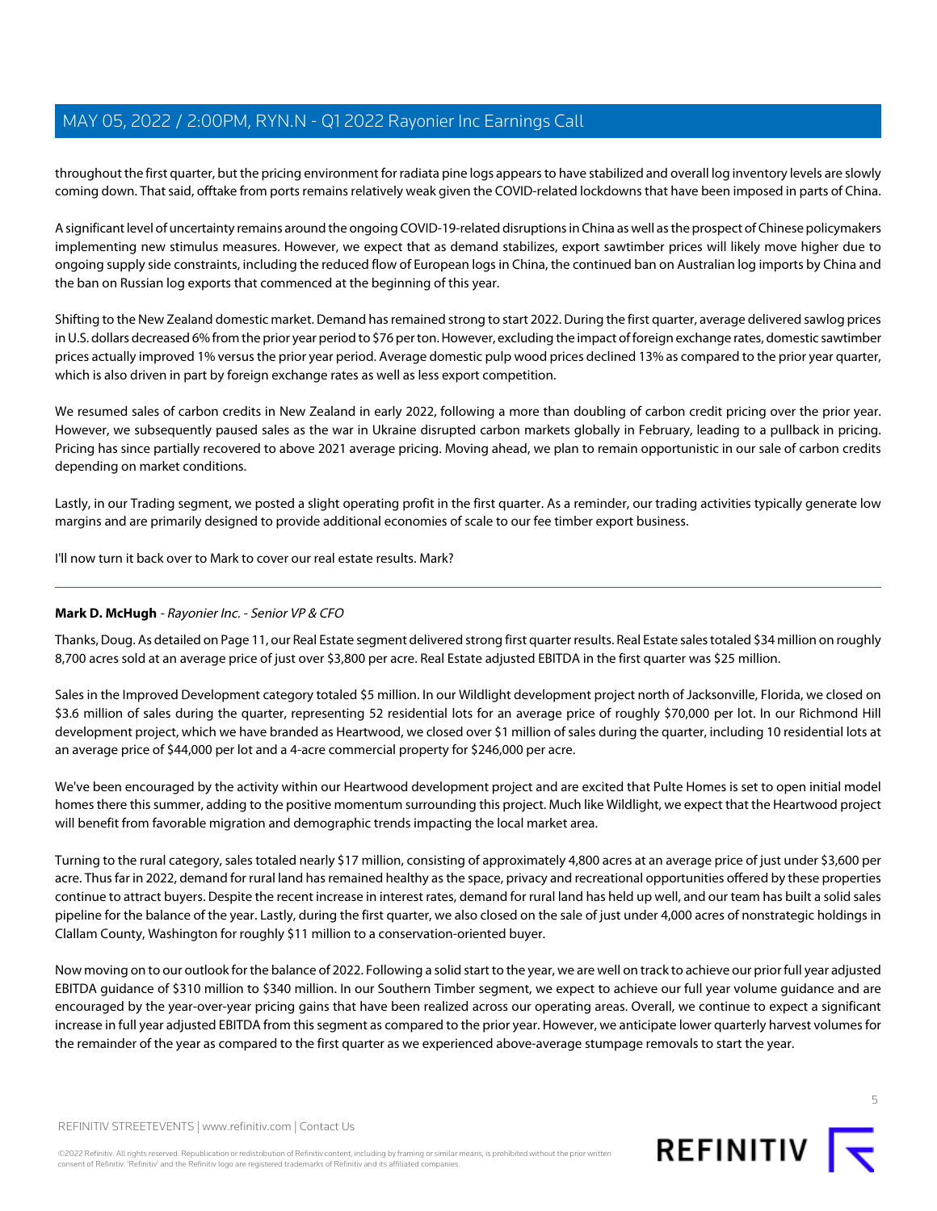throughout the first quarter, but the pricing environment for radiata pine logs appears to have stabilized and overall log inventory levels are slowly coming down. That said, offtake from ports remains relatively weak given the COVID-related lockdowns that have been imposed in parts of China.

A significant level of uncertainty remains around the ongoing COVID-19-related disruptions in China as well as the prospect of Chinese policymakers implementing new stimulus measures. However, we expect that as demand stabilizes, export sawtimber prices will likely move higher due to ongoing supply side constraints, including the reduced flow of European logs in China, the continued ban on Australian log imports by China and the ban on Russian log exports that commenced at the beginning of this year.

Shifting to the New Zealand domestic market. Demand has remained strong to start 2022. During the first quarter, average delivered sawlog prices in U.S. dollars decreased 6% from the prior year period to $76 per ton. However, excluding the impact of foreign exchange rates, domestic sawtimber prices actually improved 1% versus the prior year period. Average domestic pulp wood prices declined 13% as compared to the prior year quarter, which is also driven in part by foreign exchange rates as well as less export competition.

We resumed sales of carbon credits in New Zealand in early 2022, following a more than doubling of carbon credit pricing over the prior year. However, we subsequently paused sales as the war in Ukraine disrupted carbon markets globally in February, leading to a pullback in pricing. Pricing has since partially recovered to above 2021 average pricing. Moving ahead, we plan to remain opportunistic in our sale of carbon credits depending on market conditions.

Lastly, in our Trading segment, we posted a slight operating profit in the first quarter. As a reminder, our trading activities typically generate low margins and are primarily designed to provide additional economies of scale to our fee timber export business.

I'll now turn it back over to Mark to cover our real estate results. Mark?

---

**Mark D. McHugh** - *Rayonier Inc. - Senior VP & CFO*

Thanks, Doug. As detailed on Page 11, our Real Estate segment delivered strong first quarter results. Real Estate sales totaled $34 million on roughly 8,700 acres sold at an average price of just over $3,800 per acre. Real Estate adjusted EBITDA in the first quarter was $25 million.

Sales in the Improved Development category totaled $5 million. In our Wildlight development project north of Jacksonville, Florida, we closed on $3.6 million of sales during the quarter, representing 52 residential lots for an average price of roughly $70,000 per lot. In our Richmond Hill development project, which we have branded as Heartwood, we closed over $1 million of sales during the quarter, including 10 residential lots at an average price of $44,000 per lot and a 4-acre commercial property for $246,000 per acre.

We've been encouraged by the activity within our Heartwood development project and are excited that Pulte Homes is set to open initial model homes there this summer, adding to the positive momentum surrounding this project. Much like Wildlight, we expect that the Heartwood project will benefit from favorable migration and demographic trends impacting the local market area.

Turning to the rural category, sales totaled nearly $17 million, consisting of approximately 4,800 acres at an average price of just under $3,600 per acre. Thus far in 2022, demand for rural land has remained healthy as the space, privacy and recreational opportunities offered by these properties continue to attract buyers. Despite the recent increase in interest rates, demand for rural land has held up well, and our team has built a solid sales pipeline for the balance of the year. Lastly, during the first quarter, we also closed on the sale of just under 4,000 acres of nonstrategic holdings in Clallam County, Washington for roughly $11 million to a conservation-oriented buyer.

Now moving on to our outlook for the balance of 2022. Following a solid start to the year, we are well on track to achieve our prior full year adjusted EBITDA guidance of $310 million to $340 million. In our Southern Timber segment, we expect to achieve our full year volume guidance and are encouraged by the year-over-year pricing gains that have been realized across our operating areas. Overall, we continue to expect a significant increase in full year adjusted EBITDA from this segment as compared to the prior year. However, we anticipate lower quarterly harvest volumes for the remainder of the year as compared to the first quarter as we experienced above-average stumpage removals to start the year.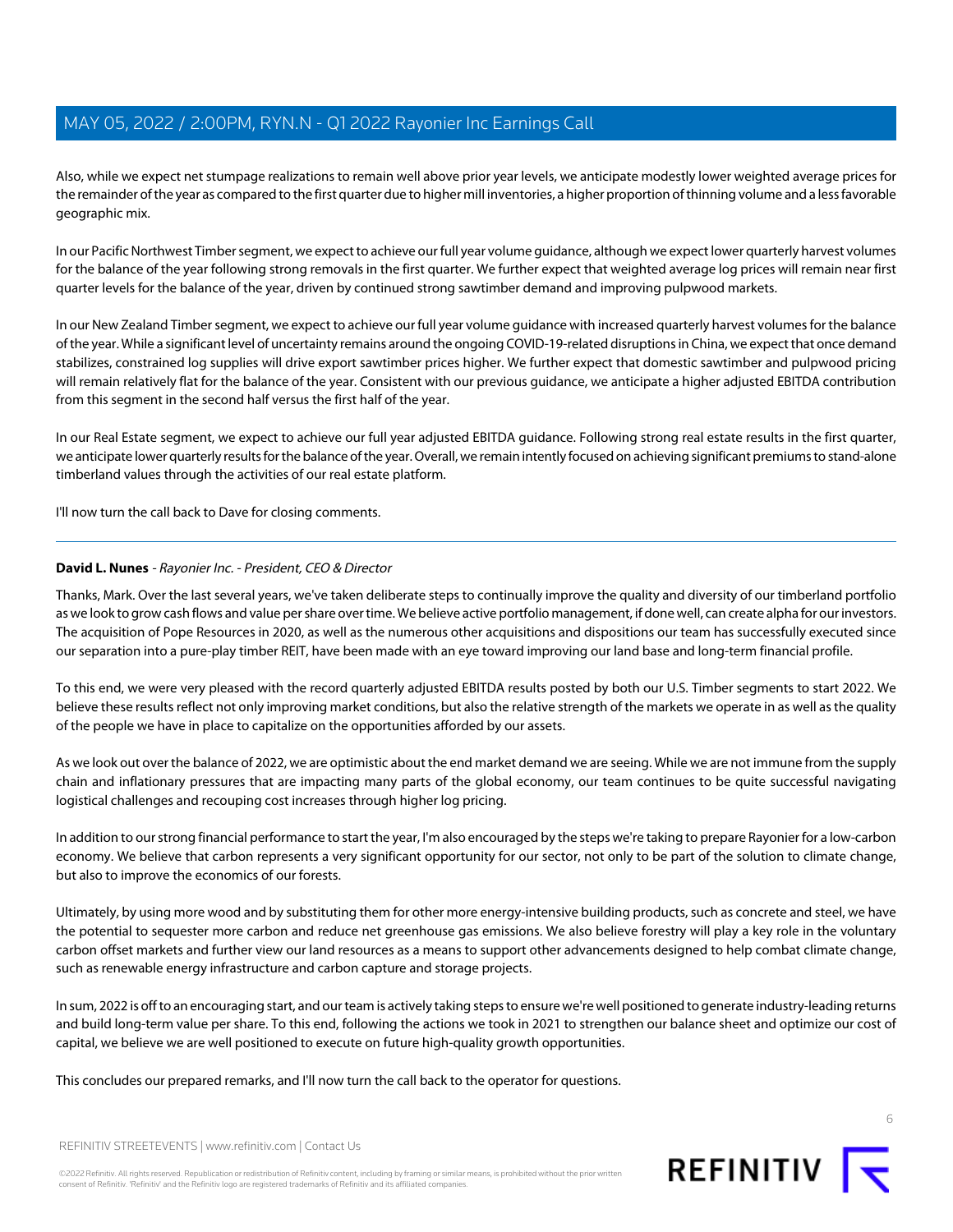Also, while we expect net stumpage realizations to remain well above prior year levels, we anticipate modestly lower weighted average prices for the remainder of the year as compared to the first quarter due to higher mill inventories, a higher proportion of thinning volume and a less favorable geographic mix.

In our Pacific Northwest Timber segment, we expect to achieve our full year volume guidance, although we expect lower quarterly harvest volumes for the balance of the year following strong removals in the first quarter. We further expect that weighted average log prices will remain near first quarter levels for the balance of the year, driven by continued strong sawtimber demand and improving pulpwood markets.

In our New Zealand Timber segment, we expect to achieve our full year volume guidance with increased quarterly harvest volumes for the balance of the year. While a significant level of uncertainty remains around the ongoing COVID-19-related disruptions in China, we expect that once demand stabilizes, constrained log supplies will drive export sawtimber prices higher. We further expect that domestic sawtimber and pulpwood pricing will remain relatively flat for the balance of the year. Consistent with our previous guidance, we anticipate a higher adjusted EBITDA contribution from this segment in the second half versus the first half of the year.

In our Real Estate segment, we expect to achieve our full year adjusted EBITDA guidance. Following strong real estate results in the first quarter, we anticipate lower quarterly results for the balance of the year. Overall, we remain intently focused on achieving significant premiums to stand-alone timberland values through the activities of our real estate platform.

I'll now turn the call back to Dave for closing comments.

---

**David L. Nunes** - *Rayonier Inc. - President, CEO & Director*

Thanks, Mark. Over the last several years, we've taken deliberate steps to continually improve the quality and diversity of our timberland portfolio as we look to grow cash flows and value per share over time. We believe active portfolio management, if done well, can create alpha for our investors. The acquisition of Pope Resources in 2020, as well as the numerous other acquisitions and dispositions our team has successfully executed since our separation into a pure-play timber REIT, have been made with an eye toward improving our land base and long-term financial profile.

To this end, we were very pleased with the record quarterly adjusted EBITDA results posted by both our U.S. Timber segments to start 2022. We believe these results reflect not only improving market conditions, but also the relative strength of the markets we operate in as well as the quality of the people we have in place to capitalize on the opportunities afforded by our assets.

As we look out over the balance of 2022, we are optimistic about the end market demand we are seeing. While we are not immune from the supply chain and inflationary pressures that are impacting many parts of the global economy, our team continues to be quite successful navigating logistical challenges and recouping cost increases through higher log pricing.

In addition to our strong financial performance to start the year, I'm also encouraged by the steps we're taking to prepare Rayonier for a low-carbon economy. We believe that carbon represents a very significant opportunity for our sector, not only to be part of the solution to climate change, but also to improve the economics of our forests.

Ultimately, by using more wood and by substituting them for other more energy-intensive building products, such as concrete and steel, we have the potential to sequester more carbon and reduce net greenhouse gas emissions. We also believe forestry will play a key role in the voluntary carbon offset markets and further view our land resources as a means to support other advancements designed to help combat climate change, such as renewable energy infrastructure and carbon capture and storage projects.

In sum, 2022 is off to an encouraging start, and our team is actively taking steps to ensure we're well positioned to generate industry-leading returns and build long-term value per share. To this end, following the actions we took in 2021 to strengthen our balance sheet and optimize our cost of capital, we believe we are well positioned to execute on future high-quality growth opportunities.

This concludes our prepared remarks, and I'll now turn the call back to the operator for questions.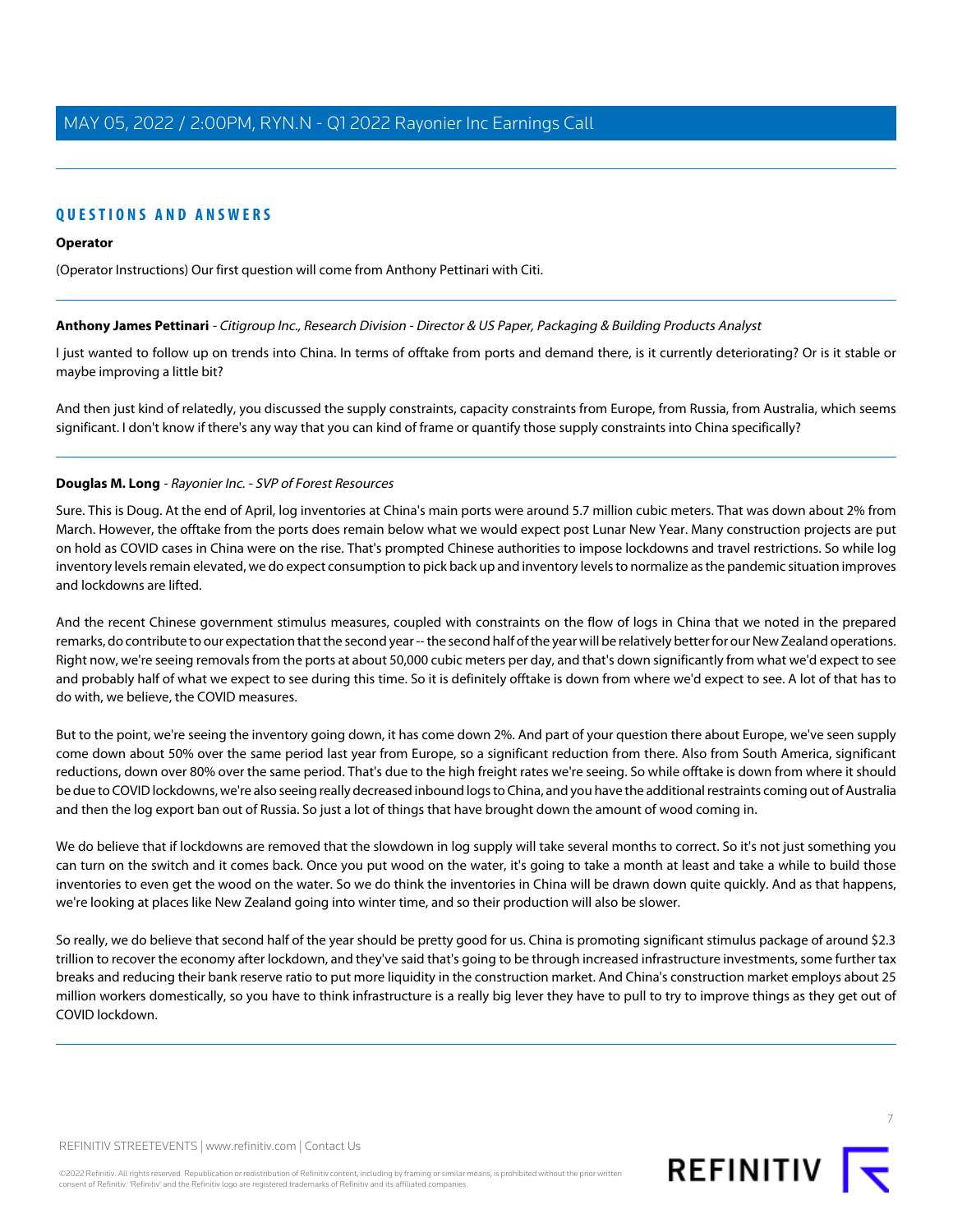## QUESTIONS AND ANSWERS

**Operator**

(Operator Instructions) Our first question will come from Anthony Pettinari with Citi.

---

**Anthony James Pettinari** - *Citigroup Inc., Research Division - Director & US Paper, Packaging & Building Products Analyst*

I just wanted to follow up on trends into China. In terms of offtake from ports and demand there, is it currently deteriorating? Or is it stable or maybe improving a little bit?

And then just kind of relatedly, you discussed the supply constraints, capacity constraints from Europe, from Russia, from Australia, which seems significant. I don't know if there's any way that you can kind of frame or quantify those supply constraints into China specifically?

---

**Douglas M. Long** - *Rayonier Inc. - SVP of Forest Resources*

Sure. This is Doug. At the end of April, log inventories at China's main ports were around 5.7 million cubic meters. That was down about 2% from March. However, the offtake from the ports does remain below what we would expect post Lunar New Year. Many construction projects are put on hold as COVID cases in China were on the rise. That's prompted Chinese authorities to impose lockdowns and travel restrictions. So while log inventory levels remain elevated, we do expect consumption to pick back up and inventory levels to normalize as the pandemic situation improves and lockdowns are lifted.

And the recent Chinese government stimulus measures, coupled with constraints on the flow of logs in China that we noted in the prepared remarks, do contribute to our expectation that the second year -- the second half of the year will be relatively better for our New Zealand operations. Right now, we're seeing removals from the ports at about 50,000 cubic meters per day, and that's down significantly from what we'd expect to see and probably half of what we expect to see during this time. So it is definitely offtake is down from where we'd expect to see. A lot of that has to do with, we believe, the COVID measures.

But to the point, we're seeing the inventory going down, it has come down 2%. And part of your question there about Europe, we've seen supply come down about 50% over the same period last year from Europe, so a significant reduction from there. Also from South America, significant reductions, down over 80% over the same period. That's due to the high freight rates we're seeing. So while offtake is down from where it should be due to COVID lockdowns, we're also seeing really decreased inbound logs to China, and you have the additional restraints coming out of Australia and then the log export ban out of Russia. So just a lot of things that have brought down the amount of wood coming in.

We do believe that if lockdowns are removed that the slowdown in log supply will take several months to correct. So it's not just something you can turn on the switch and it comes back. Once you put wood on the water, it's going to take a month at least and take a while to build those inventories to even get the wood on the water. So we do think the inventories in China will be drawn down quite quickly. And as that happens, we're looking at places like New Zealand going into winter time, and so their production will also be slower.

So really, we do believe that second half of the year should be pretty good for us. China is promoting significant stimulus package of around $2.3 trillion to recover the economy after lockdown, and they've said that's going to be through increased infrastructure investments, some further tax breaks and reducing their bank reserve ratio to put more liquidity in the construction market. And China's construction market employs about 25 million workers domestically, so you have to think infrastructure is a really big lever they have to pull to try to improve things as they get out of COVID lockdown.

---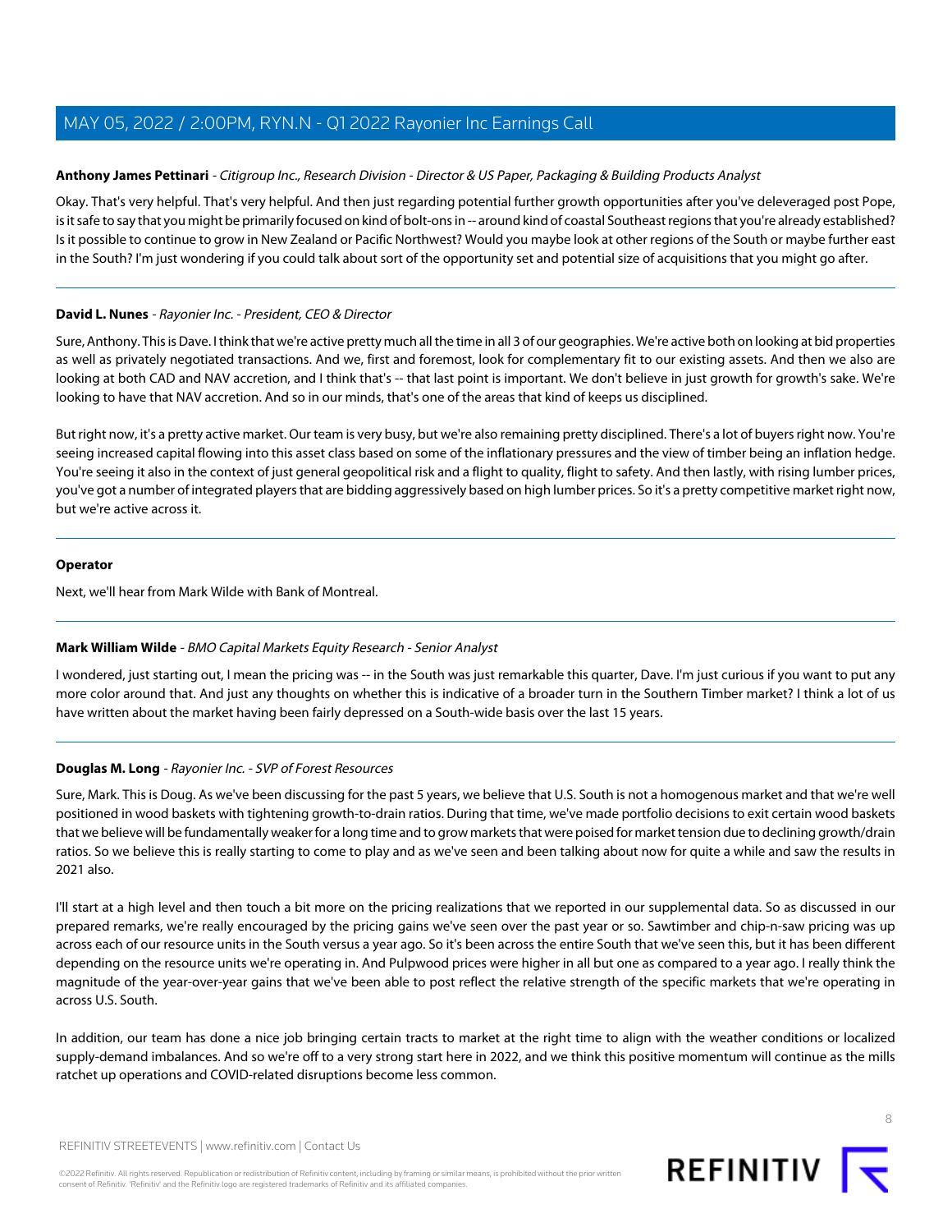**Anthony James Pettinari** - *Citigroup Inc., Research Division - Director & US Paper, Packaging & Building Products Analyst*

Okay. That's very helpful. That's very helpful. And then just regarding potential further growth opportunities after you've deleveraged post Pope, is it safe to say that you might be primarily focused on kind of bolt-ons in -- around kind of coastal Southeast regions that you're already established? Is it possible to continue to grow in New Zealand or Pacific Northwest? Would you maybe look at other regions of the South or maybe further east in the South? I'm just wondering if you could talk about sort of the opportunity set and potential size of acquisitions that you might go after.

---

**David L. Nunes** - *Rayonier Inc. - President, CEO & Director*

Sure, Anthony. This is Dave. I think that we're active pretty much all the time in all 3 of our geographies. We're active both on looking at bid properties as well as privately negotiated transactions. And we, first and foremost, look for complementary fit to our existing assets. And then we also are looking at both CAD and NAV accretion, and I think that's -- that last point is important. We don't believe in just growth for growth's sake. We're looking to have that NAV accretion. And so in our minds, that's one of the areas that kind of keeps us disciplined.

But right now, it's a pretty active market. Our team is very busy, but we're also remaining pretty disciplined. There's a lot of buyers right now. You're seeing increased capital flowing into this asset class based on some of the inflationary pressures and the view of timber being an inflation hedge. You're seeing it also in the context of just general geopolitical risk and a flight to quality, flight to safety. And then lastly, with rising lumber prices, you've got a number of integrated players that are bidding aggressively based on high lumber prices. So it's a pretty competitive market right now, but we're active across it.

---

**Operator**

Next, we'll hear from Mark Wilde with Bank of Montreal.

---

**Mark William Wilde** - *BMO Capital Markets Equity Research - Senior Analyst*

I wondered, just starting out, I mean the pricing was -- in the South was just remarkable this quarter, Dave. I'm just curious if you want to put any more color around that. And just any thoughts on whether this is indicative of a broader turn in the Southern Timber market? I think a lot of us have written about the market having been fairly depressed on a South-wide basis over the last 15 years.

---

**Douglas M. Long** - *Rayonier Inc. - SVP of Forest Resources*

Sure, Mark. This is Doug. As we've been discussing for the past 5 years, we believe that U.S. South is not a homogenous market and that we're well positioned in wood baskets with tightening growth-to-drain ratios. During that time, we've made portfolio decisions to exit certain wood baskets that we believe will be fundamentally weaker for a long time and to grow markets that were poised for market tension due to declining growth/drain ratios. So we believe this is really starting to come to play and as we've seen and been talking about now for quite a while and saw the results in 2021 also.

I'll start at a high level and then touch a bit more on the pricing realizations that we reported in our supplemental data. So as discussed in our prepared remarks, we're really encouraged by the pricing gains we've seen over the past year or so. Sawtimber and chip-n-saw pricing was up across each of our resource units in the South versus a year ago. So it's been across the entire South that we've seen this, but it has been different depending on the resource units we're operating in. And Pulpwood prices were higher in all but one as compared to a year ago. I really think the magnitude of the year-over-year gains that we've been able to post reflect the relative strength of the specific markets that we're operating in across U.S. South.

In addition, our team has done a nice job bringing certain tracts to market at the right time to align with the weather conditions or localized supply-demand imbalances. And so we're off to a very strong start here in 2022, and we think this positive momentum will continue as the mills ratchet up operations and COVID-related disruptions become less common.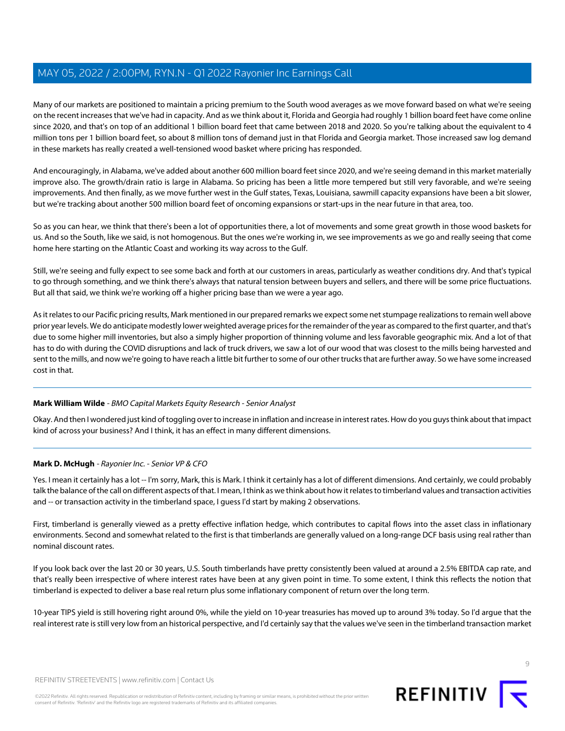Many of our markets are positioned to maintain a pricing premium to the South wood averages as we move forward based on what we're seeing on the recent increases that we've had in capacity. And as we think about it, Florida and Georgia had roughly 1 billion board feet have come online since 2020, and that's on top of an additional 1 billion board feet that came between 2018 and 2020. So you're talking about the equivalent to 4 million tons per 1 billion board feet, so about 8 million tons of demand just in that Florida and Georgia market. Those increased saw log demand in these markets has really created a well-tensioned wood basket where pricing has responded.

And encouragingly, in Alabama, we've added about another 600 million board feet since 2020, and we're seeing demand in this market materially improve also. The growth/drain ratio is large in Alabama. So pricing has been a little more tempered but still very favorable, and we're seeing improvements. And then finally, as we move further west in the Gulf states, Texas, Louisiana, sawmill capacity expansions have been a bit slower, but we're tracking about another 500 million board feet of oncoming expansions or start-ups in the near future in that area, too.

So as you can hear, we think that there's been a lot of opportunities there, a lot of movements and some great growth in those wood baskets for us. And so the South, like we said, is not homogenous. But the ones we're working in, we see improvements as we go and really seeing that come home here starting on the Atlantic Coast and working its way across to the Gulf.

Still, we're seeing and fully expect to see some back and forth at our customers in areas, particularly as weather conditions dry. And that's typical to go through something, and we think there's always that natural tension between buyers and sellers, and there will be some price fluctuations. But all that said, we think we're working off a higher pricing base than we were a year ago.

As it relates to our Pacific pricing results, Mark mentioned in our prepared remarks we expect some net stumpage realizations to remain well above prior year levels. We do anticipate modestly lower weighted average prices for the remainder of the year as compared to the first quarter, and that's due to some higher mill inventories, but also a simply higher proportion of thinning volume and less favorable geographic mix. And a lot of that has to do with during the COVID disruptions and lack of truck drivers, we saw a lot of our wood that was closest to the mills being harvested and sent to the mills, and now we're going to have reach a little bit further to some of our other trucks that are further away. So we have some increased cost in that.

---

**Mark William Wilde** - *BMO Capital Markets Equity Research - Senior Analyst*

Okay. And then I wondered just kind of toggling over to increase in inflation and increase in interest rates. How do you guys think about that impact kind of across your business? And I think, it has an effect in many different dimensions.

---

**Mark D. McHugh** - *Rayonier Inc. - Senior VP & CFO*

Yes. I mean it certainly has a lot -- I'm sorry, Mark, this is Mark. I think it certainly has a lot of different dimensions. And certainly, we could probably talk the balance of the call on different aspects of that. I mean, I think as we think about how it relates to timberland values and transaction activities and -- or transaction activity in the timberland space, I guess I'd start by making 2 observations.

First, timberland is generally viewed as a pretty effective inflation hedge, which contributes to capital flows into the asset class in inflationary environments. Second and somewhat related to the first is that timberlands are generally valued on a long-range DCF basis using real rather than nominal discount rates.

If you look back over the last 20 or 30 years, U.S. South timberlands have pretty consistently been valued at around a 2.5% EBITDA cap rate, and that's really been irrespective of where interest rates have been at any given point in time. To some extent, I think this reflects the notion that timberland is expected to deliver a base real return plus some inflationary component of return over the long term.

10-year TIPS yield is still hovering right around 0%, while the yield on 10-year treasuries has moved up to around 3% today. So I'd argue that the real interest rate is still very low from an historical perspective, and I'd certainly say that the values we've seen in the timberland transaction market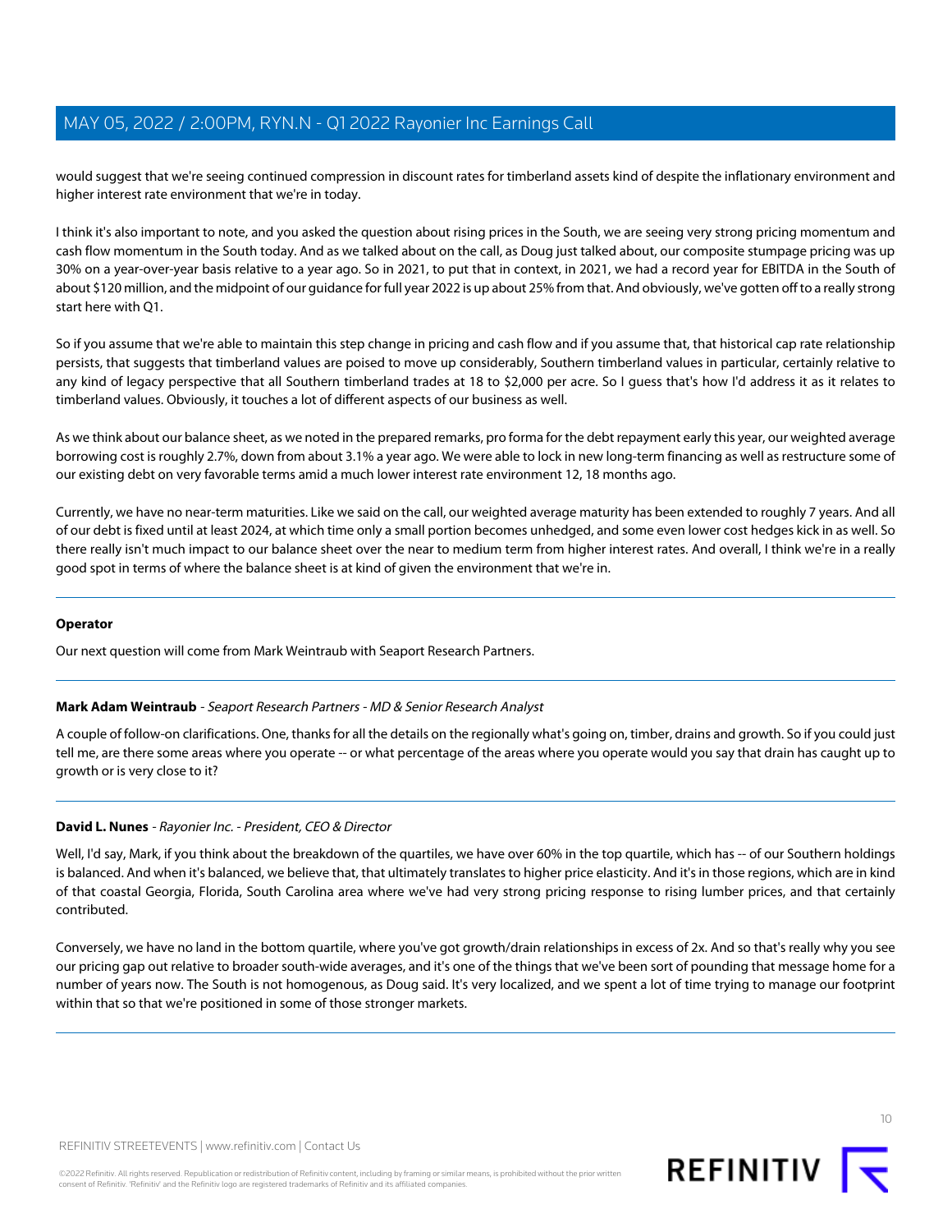would suggest that we're seeing continued compression in discount rates for timberland assets kind of despite the inflationary environment and higher interest rate environment that we're in today.

I think it's also important to note, and you asked the question about rising prices in the South, we are seeing very strong pricing momentum and cash flow momentum in the South today. And as we talked about on the call, as Doug just talked about, our composite stumpage pricing was up 30% on a year-over-year basis relative to a year ago. So in 2021, to put that in context, in 2021, we had a record year for EBITDA in the South of about $120 million, and the midpoint of our guidance for full year 2022 is up about 25% from that. And obviously, we've gotten off to a really strong start here with Q1.

So if you assume that we're able to maintain this step change in pricing and cash flow and if you assume that, that historical cap rate relationship persists, that suggests that timberland values are poised to move up considerably, Southern timberland values in particular, certainly relative to any kind of legacy perspective that all Southern timberland trades at 18 to $2,000 per acre. So I guess that's how I'd address it as it relates to timberland values. Obviously, it touches a lot of different aspects of our business as well.

As we think about our balance sheet, as we noted in the prepared remarks, pro forma for the debt repayment early this year, our weighted average borrowing cost is roughly 2.7%, down from about 3.1% a year ago. We were able to lock in new long-term financing as well as restructure some of our existing debt on very favorable terms amid a much lower interest rate environment 12, 18 months ago.

Currently, we have no near-term maturities. Like we said on the call, our weighted average maturity has been extended to roughly 7 years. And all of our debt is fixed until at least 2024, at which time only a small portion becomes unhedged, and some even lower cost hedges kick in as well. So there really isn't much impact to our balance sheet over the near to medium term from higher interest rates. And overall, I think we're in a really good spot in terms of where the balance sheet is at kind of given the environment that we're in.

---

**Operator**

Our next question will come from Mark Weintraub with Seaport Research Partners.

---

**Mark Adam Weintraub** - *Seaport Research Partners - MD & Senior Research Analyst*

A couple of follow-on clarifications. One, thanks for all the details on the regionally what's going on, timber, drains and growth. So if you could just tell me, are there some areas where you operate -- or what percentage of the areas where you operate would you say that drain has caught up to growth or is very close to it?

---

**David L. Nunes** - *Rayonier Inc. - President, CEO & Director*

Well, I'd say, Mark, if you think about the breakdown of the quartiles, we have over 60% in the top quartile, which has -- of our Southern holdings is balanced. And when it's balanced, we believe that, that ultimately translates to higher price elasticity. And it's in those regions, which are in kind of that coastal Georgia, Florida, South Carolina area where we've had very strong pricing response to rising lumber prices, and that certainly contributed.

Conversely, we have no land in the bottom quartile, where you've got growth/drain relationships in excess of 2x. And so that's really why you see our pricing gap out relative to broader south-wide averages, and it's one of the things that we've been sort of pounding that message home for a number of years now. The South is not homogenous, as Doug said. It's very localized, and we spent a lot of time trying to manage our footprint within that so that we're positioned in some of those stronger markets.

---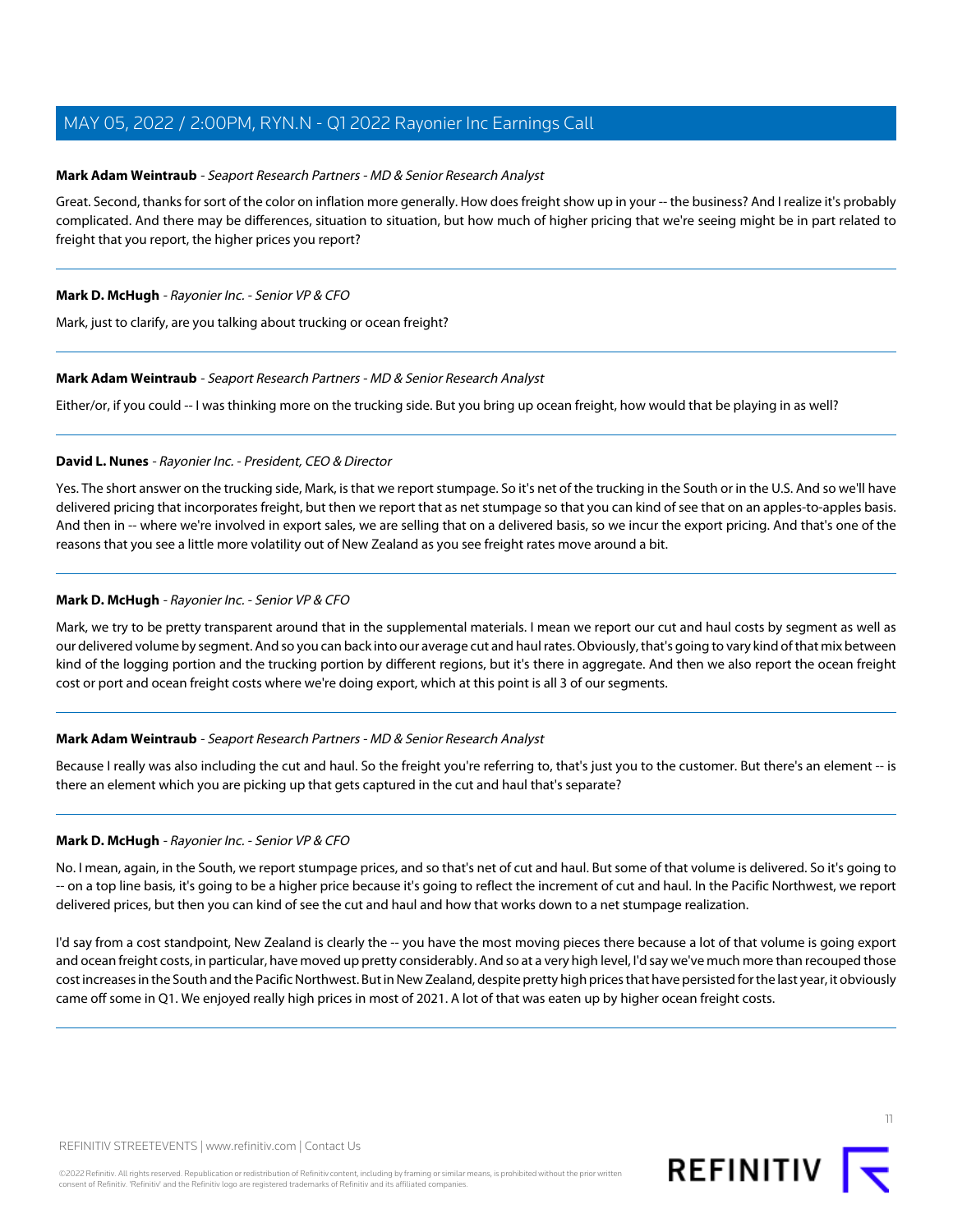**Mark Adam Weintraub** - *Seaport Research Partners - MD & Senior Research Analyst*

Great. Second, thanks for sort of the color on inflation more generally. How does freight show up in your -- the business? And I realize it's probably complicated. And there may be differences, situation to situation, but how much of higher pricing that we're seeing might be in part related to freight that you report, the higher prices you report?

---

**Mark D. McHugh** - *Rayonier Inc. - Senior VP & CFO*

Mark, just to clarify, are you talking about trucking or ocean freight?

---

**Mark Adam Weintraub** - *Seaport Research Partners - MD & Senior Research Analyst*

Either/or, if you could -- I was thinking more on the trucking side. But you bring up ocean freight, how would that be playing in as well?

---

**David L. Nunes** - *Rayonier Inc. - President, CEO & Director*

Yes. The short answer on the trucking side, Mark, is that we report stumpage. So it's net of the trucking in the South or in the U.S. And so we'll have delivered pricing that incorporates freight, but then we report that as net stumpage so that you can kind of see that on an apples-to-apples basis. And then in -- where we're involved in export sales, we are selling that on a delivered basis, so we incur the export pricing. And that's one of the reasons that you see a little more volatility out of New Zealand as you see freight rates move around a bit.

---

**Mark D. McHugh** - *Rayonier Inc. - Senior VP & CFO*

Mark, we try to be pretty transparent around that in the supplemental materials. I mean we report our cut and haul costs by segment as well as our delivered volume by segment. And so you can back into our average cut and haul rates. Obviously, that's going to vary kind of that mix between kind of the logging portion and the trucking portion by different regions, but it's there in aggregate. And then we also report the ocean freight cost or port and ocean freight costs where we're doing export, which at this point is all 3 of our segments.

---

**Mark Adam Weintraub** - *Seaport Research Partners - MD & Senior Research Analyst*

Because I really was also including the cut and haul. So the freight you're referring to, that's just you to the customer. But there's an element -- is there an element which you are picking up that gets captured in the cut and haul that's separate?

---

**Mark D. McHugh** - *Rayonier Inc. - Senior VP & CFO*

No. I mean, again, in the South, we report stumpage prices, and so that's net of cut and haul. But some of that volume is delivered. So it's going to -- on a top line basis, it's going to be a higher price because it's going to reflect the increment of cut and haul. In the Pacific Northwest, we report delivered prices, but then you can kind of see the cut and haul and how that works down to a net stumpage realization.

I'd say from a cost standpoint, New Zealand is clearly the -- you have the most moving pieces there because a lot of that volume is going export and ocean freight costs, in particular, have moved up pretty considerably. And so at a very high level, I'd say we've much more than recouped those cost increases in the South and the Pacific Northwest. But in New Zealand, despite pretty high prices that have persisted for the last year, it obviously came off some in Q1. We enjoyed really high prices in most of 2021. A lot of that was eaten up by higher ocean freight costs.

---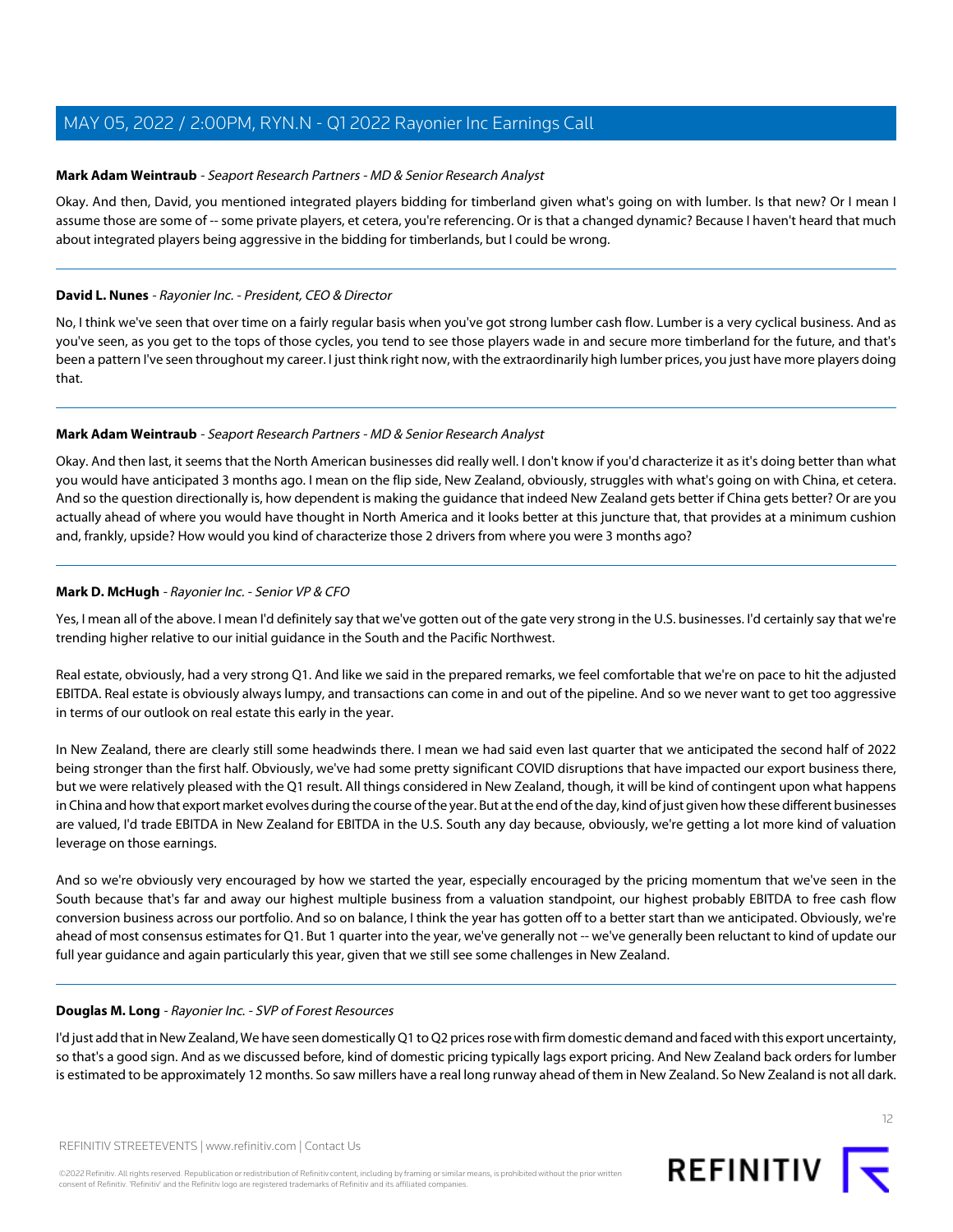**Mark Adam Weintraub** - *Seaport Research Partners - MD & Senior Research Analyst*

Okay. And then, David, you mentioned integrated players bidding for timberland given what's going on with lumber. Is that new? Or I mean I assume those are some of -- some private players, et cetera, you're referencing. Or is that a changed dynamic? Because I haven't heard that much about integrated players being aggressive in the bidding for timberlands, but I could be wrong.

---

**David L. Nunes** - *Rayonier Inc. - President, CEO & Director*

No, I think we've seen that over time on a fairly regular basis when you've got strong lumber cash flow. Lumber is a very cyclical business. And as you've seen, as you get to the tops of those cycles, you tend to see those players wade in and secure more timberland for the future, and that's been a pattern I've seen throughout my career. I just think right now, with the extraordinarily high lumber prices, you just have more players doing that.

---

**Mark Adam Weintraub** - *Seaport Research Partners - MD & Senior Research Analyst*

Okay. And then last, it seems that the North American businesses did really well. I don't know if you'd characterize it as it's doing better than what you would have anticipated 3 months ago. I mean on the flip side, New Zealand, obviously, struggles with what's going on with China, et cetera. And so the question directionally is, how dependent is making the guidance that indeed New Zealand gets better if China gets better? Or are you actually ahead of where you would have thought in North America and it looks better at this juncture that, that provides at a minimum cushion and, frankly, upside? How would you kind of characterize those 2 drivers from where you were 3 months ago?

---

**Mark D. McHugh** - *Rayonier Inc. - Senior VP & CFO*

Yes, I mean all of the above. I mean I'd definitely say that we've gotten out of the gate very strong in the U.S. businesses. I'd certainly say that we're trending higher relative to our initial guidance in the South and the Pacific Northwest.

Real estate, obviously, had a very strong Q1. And like we said in the prepared remarks, we feel comfortable that we're on pace to hit the adjusted EBITDA. Real estate is obviously always lumpy, and transactions can come in and out of the pipeline. And so we never want to get too aggressive in terms of our outlook on real estate this early in the year.

In New Zealand, there are clearly still some headwinds there. I mean we had said even last quarter that we anticipated the second half of 2022 being stronger than the first half. Obviously, we've had some pretty significant COVID disruptions that have impacted our export business there, but we were relatively pleased with the Q1 result. All things considered in New Zealand, though, it will be kind of contingent upon what happens in China and how that export market evolves during the course of the year. But at the end of the day, kind of just given how these different businesses are valued, I'd trade EBITDA in New Zealand for EBITDA in the U.S. South any day because, obviously, we're getting a lot more kind of valuation leverage on those earnings.

And so we're obviously very encouraged by how we started the year, especially encouraged by the pricing momentum that we've seen in the South because that's far and away our highest multiple business from a valuation standpoint, our highest probably EBITDA to free cash flow conversion business across our portfolio. And so on balance, I think the year has gotten off to a better start than we anticipated. Obviously, we're ahead of most consensus estimates for Q1. But 1 quarter into the year, we've generally not -- we've generally been reluctant to kind of update our full year guidance and again particularly this year, given that we still see some challenges in New Zealand.

---

**Douglas M. Long** - *Rayonier Inc. - SVP of Forest Resources*

I'd just add that in New Zealand, We have seen domestically Q1 to Q2 prices rose with firm domestic demand and faced with this export uncertainty, so that's a good sign. And as we discussed before, kind of domestic pricing typically lags export pricing. And New Zealand back orders for lumber is estimated to be approximately 12 months. So saw millers have a real long runway ahead of them in New Zealand. So New Zealand is not all dark.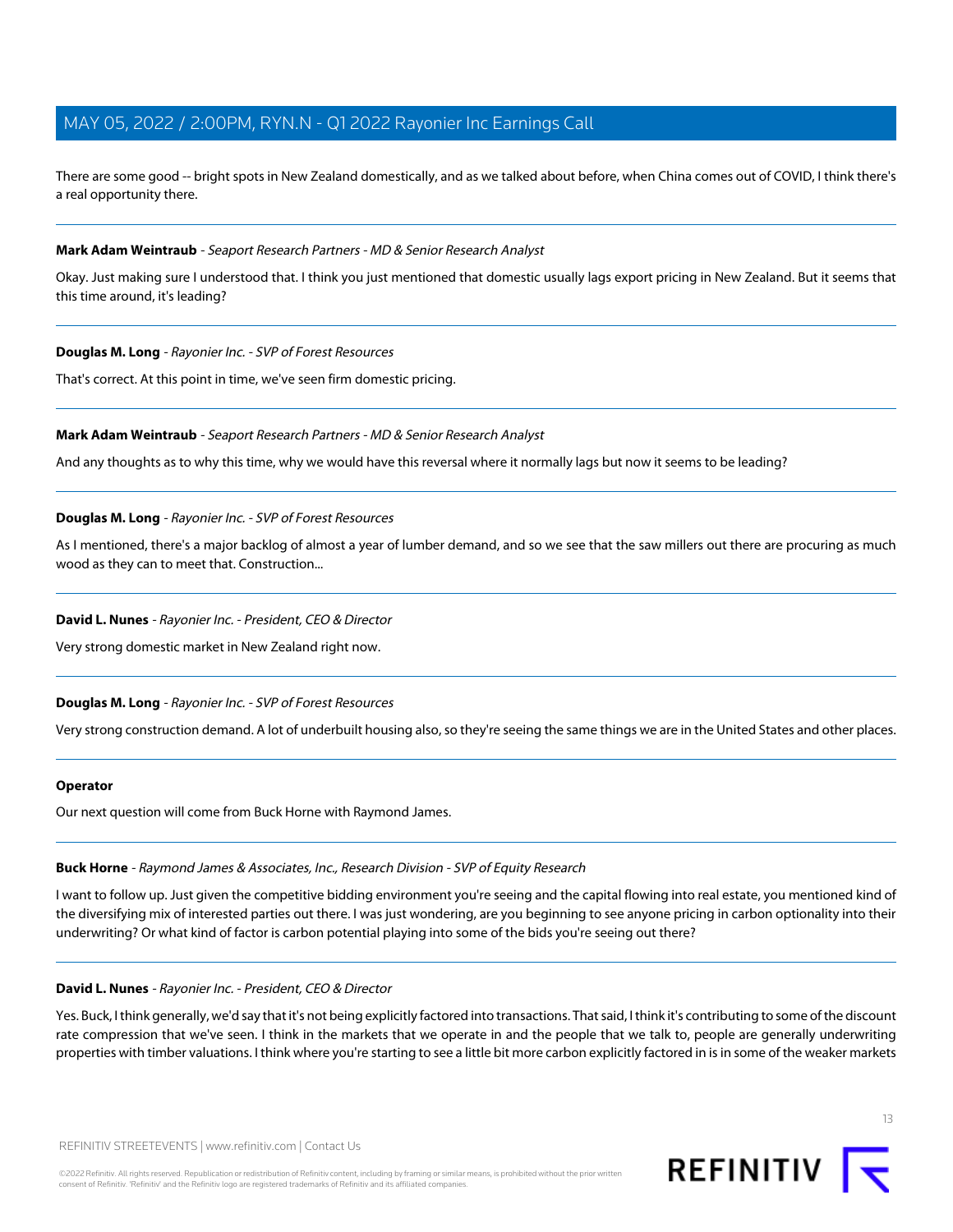There are some good -- bright spots in New Zealand domestically, and as we talked about before, when China comes out of COVID, I think there's a real opportunity there.

**Mark Adam Weintraub** - *Seaport Research Partners - MD & Senior Research Analyst*

Okay. Just making sure I understood that. I think you just mentioned that domestic usually lags export pricing in New Zealand. But it seems that this time around, it's leading?

**Douglas M. Long** - *Rayonier Inc. - SVP of Forest Resources*

That's correct. At this point in time, we've seen firm domestic pricing.

**Mark Adam Weintraub** - *Seaport Research Partners - MD & Senior Research Analyst*

And any thoughts as to why this time, why we would have this reversal where it normally lags but now it seems to be leading?

**Douglas M. Long** - *Rayonier Inc. - SVP of Forest Resources*

As I mentioned, there's a major backlog of almost a year of lumber demand, and so we see that the saw millers out there are procuring as much wood as they can to meet that. Construction...

**David L. Nunes** - *Rayonier Inc. - President, CEO & Director*

Very strong domestic market in New Zealand right now.

**Douglas M. Long** - *Rayonier Inc. - SVP of Forest Resources*

Very strong construction demand. A lot of underbuilt housing also, so they're seeing the same things we are in the United States and other places.

**Operator**

Our next question will come from Buck Horne with Raymond James.

**Buck Horne** - *Raymond James & Associates, Inc., Research Division - SVP of Equity Research*

I want to follow up. Just given the competitive bidding environment you're seeing and the capital flowing into real estate, you mentioned kind of the diversifying mix of interested parties out there. I was just wondering, are you beginning to see anyone pricing in carbon optionality into their underwriting? Or what kind of factor is carbon potential playing into some of the bids you're seeing out there?

**David L. Nunes** - *Rayonier Inc. - President, CEO & Director*

Yes. Buck, I think generally, we'd say that it's not being explicitly factored into transactions. That said, I think it's contributing to some of the discount rate compression that we've seen. I think in the markets that we operate in and the people that we talk to, people are generally underwriting properties with timber valuations. I think where you're starting to see a little bit more carbon explicitly factored in is in some of the weaker markets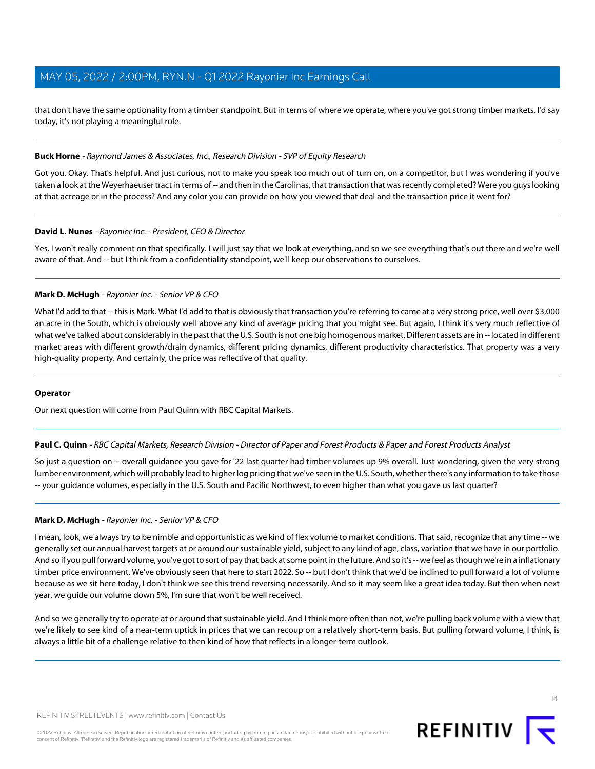that don't have the same optionality from a timber standpoint. But in terms of where we operate, where you've got strong timber markets, I'd say today, it's not playing a meaningful role.

---

**Buck Horne** - *Raymond James & Associates, Inc., Research Division - SVP of Equity Research*

Got you. Okay. That's helpful. And just curious, not to make you speak too much out of turn on, on a competitor, but I was wondering if you've taken a look at the Weyerhaeuser tract in terms of -- and then in the Carolinas, that transaction that was recently completed? Were you guys looking at that acreage or in the process? And any color you can provide on how you viewed that deal and the transaction price it went for?

---

**David L. Nunes** - *Rayonier Inc. - President, CEO & Director*

Yes. I won't really comment on that specifically. I will just say that we look at everything, and so we see everything that's out there and we're well aware of that. And -- but I think from a confidentiality standpoint, we'll keep our observations to ourselves.

---

**Mark D. McHugh** - *Rayonier Inc. - Senior VP & CFO*

What I'd add to that -- this is Mark. What I'd add to that is obviously that transaction you're referring to came at a very strong price, well over $3,000 an acre in the South, which is obviously well above any kind of average pricing that you might see. But again, I think it's very much reflective of what we've talked about considerably in the past that the U.S. South is not one big homogenous market. Different assets are in -- located in different market areas with different growth/drain dynamics, different pricing dynamics, different productivity characteristics. That property was a very high-quality property. And certainly, the price was reflective of that quality.

---

**Operator**

Our next question will come from Paul Quinn with RBC Capital Markets.

---

**Paul C. Quinn** - *RBC Capital Markets, Research Division - Director of Paper and Forest Products & Paper and Forest Products Analyst*

So just a question on -- overall guidance you gave for '22 last quarter had timber volumes up 9% overall. Just wondering, given the very strong lumber environment, which will probably lead to higher log pricing that we've seen in the U.S. South, whether there's any information to take those -- your guidance volumes, especially in the U.S. South and Pacific Northwest, to even higher than what you gave us last quarter?

---

**Mark D. McHugh** - *Rayonier Inc. - Senior VP & CFO*

I mean, look, we always try to be nimble and opportunistic as we kind of flex volume to market conditions. That said, recognize that any time -- we generally set our annual harvest targets at or around our sustainable yield, subject to any kind of age, class, variation that we have in our portfolio. And so if you pull forward volume, you've got to sort of pay that back at some point in the future. And so it's -- we feel as though we're in a inflationary timber price environment. We've obviously seen that here to start 2022. So -- but I don't think that we'd be inclined to pull forward a lot of volume because as we sit here today, I don't think we see this trend reversing necessarily. And so it may seem like a great idea today. But then when next year, we guide our volume down 5%, I'm sure that won't be well received.

And so we generally try to operate at or around that sustainable yield. And I think more often than not, we're pulling back volume with a view that we're likely to see kind of a near-term uptick in prices that we can recoup on a relatively short-term basis. But pulling forward volume, I think, is always a little bit of a challenge relative to then kind of how that reflects in a longer-term outlook.

---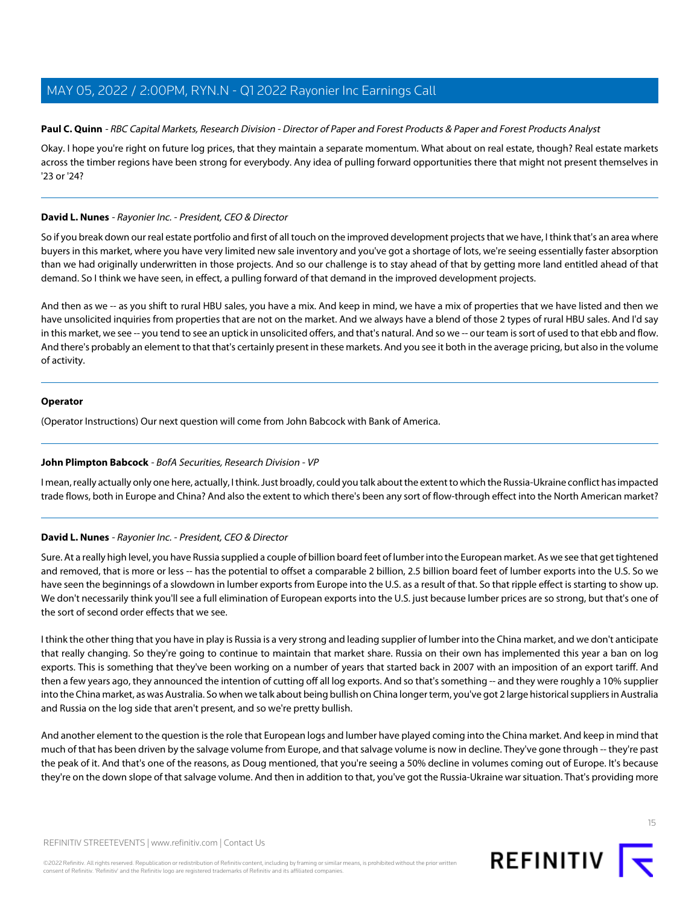**Paul C. Quinn** - *RBC Capital Markets, Research Division - Director of Paper and Forest Products & Paper and Forest Products Analyst*

Okay. I hope you're right on future log prices, that they maintain a separate momentum. What about on real estate, though? Real estate markets across the timber regions have been strong for everybody. Any idea of pulling forward opportunities there that might not present themselves in '23 or '24?

---

**David L. Nunes** - *Rayonier Inc. - President, CEO & Director*

So if you break down our real estate portfolio and first of all touch on the improved development projects that we have, I think that's an area where buyers in this market, where you have very limited new sale inventory and you've got a shortage of lots, we're seeing essentially faster absorption than we had originally underwritten in those projects. And so our challenge is to stay ahead of that by getting more land entitled ahead of that demand. So I think we have seen, in effect, a pulling forward of that demand in the improved development projects.

And then as we -- as you shift to rural HBU sales, you have a mix. And keep in mind, we have a mix of properties that we have listed and then we have unsolicited inquiries from properties that are not on the market. And we always have a blend of those 2 types of rural HBU sales. And I'd say in this market, we see -- you tend to see an uptick in unsolicited offers, and that's natural. And so we -- our team is sort of used to that ebb and flow. And there's probably an element to that that's certainly present in these markets. And you see it both in the average pricing, but also in the volume of activity.

---

**Operator**

(Operator Instructions) Our next question will come from John Babcock with Bank of America.

---

**John Plimpton Babcock** - *BofA Securities, Research Division - VP*

I mean, really actually only one here, actually, I think. Just broadly, could you talk about the extent to which the Russia-Ukraine conflict has impacted trade flows, both in Europe and China? And also the extent to which there's been any sort of flow-through effect into the North American market?

---

**David L. Nunes** - *Rayonier Inc. - President, CEO & Director*

Sure. At a really high level, you have Russia supplied a couple of billion board feet of lumber into the European market. As we see that get tightened and removed, that is more or less -- has the potential to offset a comparable 2 billion, 2.5 billion board feet of lumber exports into the U.S. So we have seen the beginnings of a slowdown in lumber exports from Europe into the U.S. as a result of that. So that ripple effect is starting to show up. We don't necessarily think you'll see a full elimination of European exports into the U.S. just because lumber prices are so strong, but that's one of the sort of second order effects that we see.

I think the other thing that you have in play is Russia is a very strong and leading supplier of lumber into the China market, and we don't anticipate that really changing. So they're going to continue to maintain that market share. Russia on their own has implemented this year a ban on log exports. This is something that they've been working on a number of years that started back in 2007 with an imposition of an export tariff. And then a few years ago, they announced the intention of cutting off all log exports. And so that's something -- and they were roughly a 10% supplier into the China market, as was Australia. So when we talk about being bullish on China longer term, you've got 2 large historical suppliers in Australia and Russia on the log side that aren't present, and so we're pretty bullish.

And another element to the question is the role that European logs and lumber have played coming into the China market. And keep in mind that much of that has been driven by the salvage volume from Europe, and that salvage volume is now in decline. They've gone through -- they're past the peak of it. And that's one of the reasons, as Doug mentioned, that you're seeing a 50% decline in volumes coming out of Europe. It's because they're on the down slope of that salvage volume. And then in addition to that, you've got the Russia-Ukraine war situation. That's providing more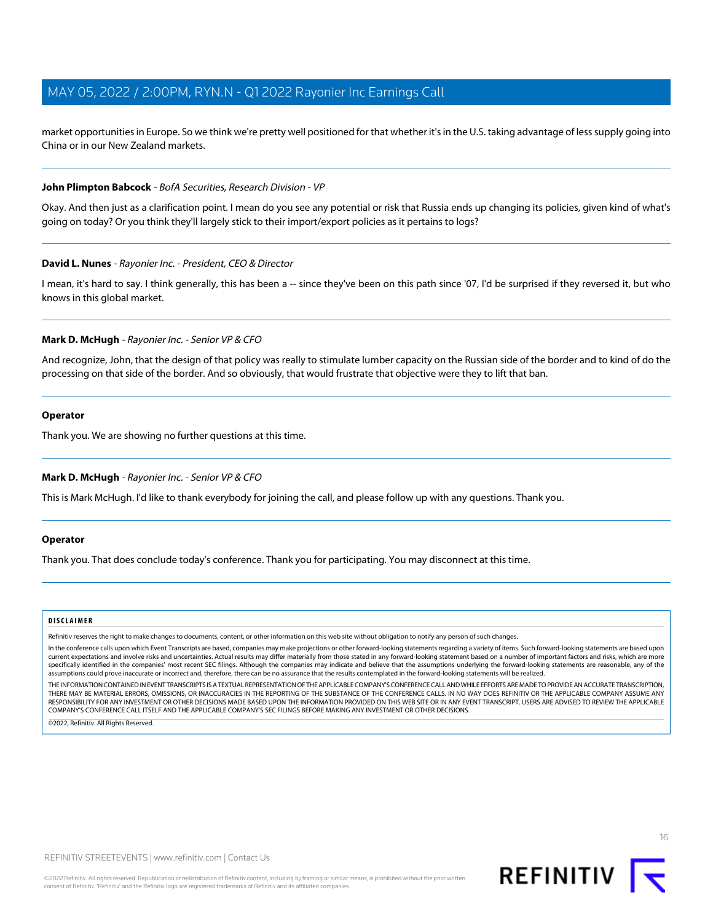market opportunities in Europe. So we think we're pretty well positioned for that whether it's in the U.S. taking advantage of less supply going into China or in our New Zealand markets.

---

**John Plimpton Babcock** - *BofA Securities, Research Division - VP*

Okay. And then just as a clarification point. I mean do you see any potential or risk that Russia ends up changing its policies, given kind of what's going on today? Or you think they'll largely stick to their import/export policies as it pertains to logs?

---

**David L. Nunes** - *Rayonier Inc. - President, CEO & Director*

I mean, it's hard to say. I think generally, this has been a -- since they've been on this path since '07, I'd be surprised if they reversed it, but who knows in this global market.

---

**Mark D. McHugh** - *Rayonier Inc. - Senior VP & CFO*

And recognize, John, that the design of that policy was really to stimulate lumber capacity on the Russian side of the border and to kind of do the processing on that side of the border. And so obviously, that would frustrate that objective were they to lift that ban.

---

**Operator**

Thank you. We are showing no further questions at this time.

---

**Mark D. McHugh** - *Rayonier Inc. - Senior VP & CFO*

This is Mark McHugh. I'd like to thank everybody for joining the call, and please follow up with any questions. Thank you.

---

**Operator**

Thank you. That does conclude today's conference. Thank you for participating. You may disconnect at this time.

---

**DISCLAIMER**

Refinitiv reserves the right to make changes to documents, content, or other information on this web site without obligation to notify any person of such changes.

In the conference calls upon which Event Transcripts are based, companies may make projections or other forward-looking statements regarding a variety of items. Such forward-looking statements are based upon current expectations and involve risks and uncertainties. Actual results may differ materially from those stated in any forward-looking statement based on a number of important factors and risks, which are more specifically identified in the companies' most recent SEC filings. Although the companies may indicate and believe that the assumptions underlying the forward-looking statements are reasonable, any of the assumptions could prove inaccurate or incorrect and, therefore, there can be no assurance that the results contemplated in the forward-looking statements will be realized.

THE INFORMATION CONTAINED IN EVENT TRANSCRIPTS IS A TEXTUAL REPRESENTATION OF THE APPLICABLE COMPANY'S CONFERENCE CALL AND WHILE EFFORTS ARE MADE TO PROVIDE AN ACCURATE TRANSCRIPTION, THERE MAY BE MATERIAL ERRORS, OMISSIONS, OR INACCURACIES IN THE REPORTING OF THE SUBSTANCE OF THE CONFERENCE CALLS. IN NO WAY DOES REFINITIV OR THE APPLICABLE COMPANY ASSUME ANY RESPONSIBILITY FOR ANY INVESTMENT OR OTHER DECISIONS MADE BASED UPON THE INFORMATION PROVIDED ON THIS WEB SITE OR IN ANY EVENT TRANSCRIPT. USERS ARE ADVISED TO REVIEW THE APPLICABLE COMPANY'S CONFERENCE CALL ITSELF AND THE APPLICABLE COMPANY'S SEC FILINGS BEFORE MAKING ANY INVESTMENT OR OTHER DECISIONS.

©2022, Refinitiv. All Rights Reserved.